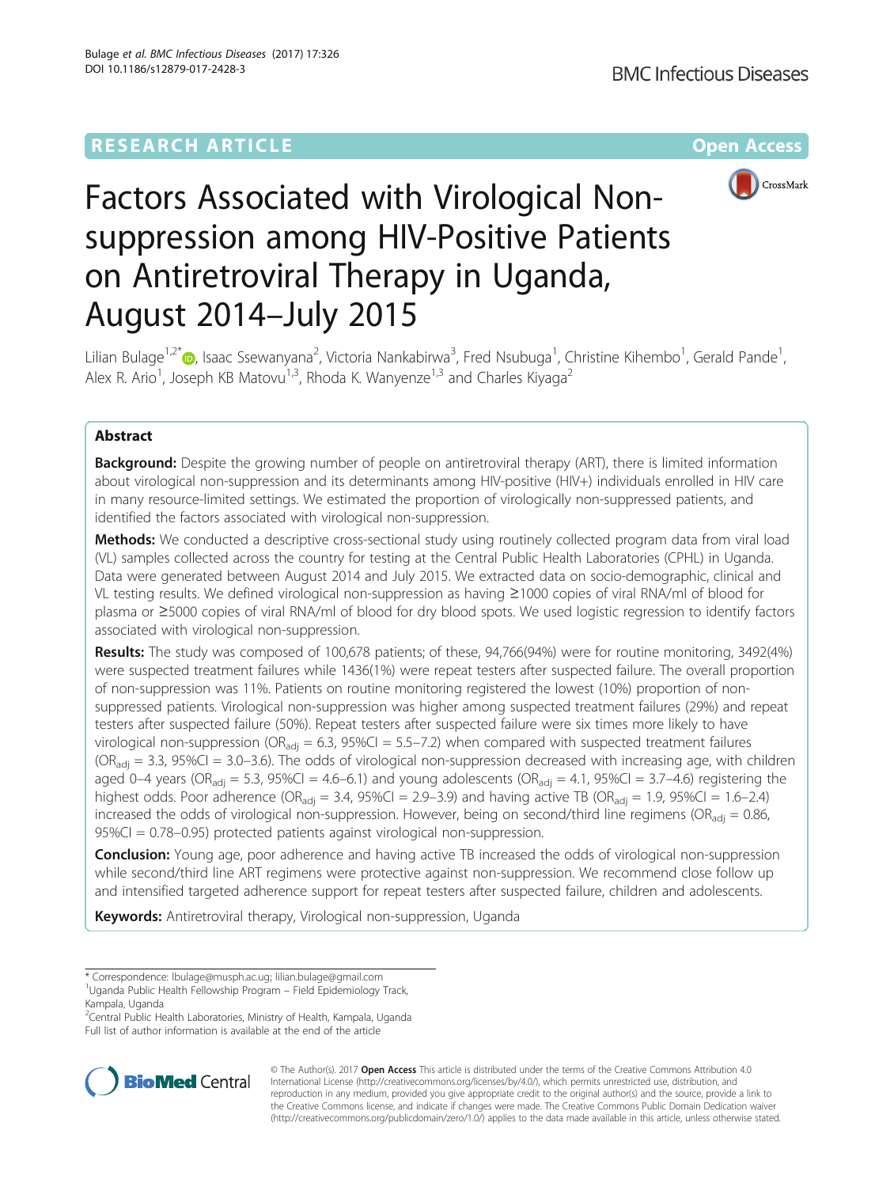RESEARCH ARTICLE

Open Access

# Factors Associated with Virological Non-suppression among HIV-Positive Patients on Antiretroviral Therapy in Uganda, August 2014–July 2015

Lilian Bulage[1,2*], Isaac Ssewanyana[2], Victoria Nankabirwa[3], Fred Nsubuga[1], Christine Kihembo[1], Gerald Pande[1], Alex R. Ario[1], Joseph KB Matovu[1,3], Rhoda K. Wanyenze[1,3] and Charles Kiyaga[2]

## Abstract

**Background:** Despite the growing number of people on antiretroviral therapy (ART), there is limited information about virological non-suppression and its determinants among HIV-positive (HIV+) individuals enrolled in HIV care in many resource-limited settings. We estimated the proportion of virologically non-suppressed patients, and identified the factors associated with virological non-suppression.

**Methods:** We conducted a descriptive cross-sectional study using routinely collected program data from viral load (VL) samples collected across the country for testing at the Central Public Health Laboratories (CPHL) in Uganda. Data were generated between August 2014 and July 2015. We extracted data on socio-demographic, clinical and VL testing results. We defined virological non-suppression as having ≥1000 copies of viral RNA/ml of blood for plasma or ≥5000 copies of viral RNA/ml of blood for dry blood spots. We used logistic regression to identify factors associated with virological non-suppression.

**Results:** The study was composed of 100,678 patients; of these, 94,766(94%) were for routine monitoring, 3492(4%) were suspected treatment failures while 1436(1%) were repeat testers after suspected failure. The overall proportion of non-suppression was 11%. Patients on routine monitoring registered the lowest (10%) proportion of non-suppressed patients. Virological non-suppression was higher among suspected treatment failures (29%) and repeat testers after suspected failure (50%). Repeat testers after suspected failure were six times more likely to have virological non-suppression ($OR_{adj}$ = 6.3, 95%CI = 5.5–7.2) when compared with suspected treatment failures ($OR_{adj}$ = 3.3, 95%CI = 3.0–3.6). The odds of virological non-suppression decreased with increasing age, with children aged 0–4 years ($OR_{adj}$ = 5.3, 95%CI = 4.6–6.1) and young adolescents ($OR_{adj}$ = 4.1, 95%CI = 3.7–4.6) registering the highest odds. Poor adherence ($OR_{adj}$ = 3.4, 95%CI = 2.9–3.9) and having active TB ($OR_{adj}$ = 1.9, 95%CI = 1.6–2.4) increased the odds of virological non-suppression. However, being on second/third line regimens ($OR_{adj}$ = 0.86, 95%CI = 0.78–0.95) protected patients against virological non-suppression.

**Conclusion:** Young age, poor adherence and having active TB increased the odds of virological non-suppression while second/third line ART regimens were protective against non-suppression. We recommend close follow up and intensified targeted adherence support for repeat testers after suspected failure, children and adolescents.

**Keywords:** Antiretroviral therapy, Virological non-suppression, Uganda

---

\* Correspondence: lbulage@musph.ac.ug; lilian.bulage@gmail.com
[1]Uganda Public Health Fellowship Program – Field Epidemiology Track, Kampala, Uganda
[2]Central Public Health Laboratories, Ministry of Health, Kampala, Uganda
Full list of author information is available at the end of the article

© The Author(s). 2017 **Open Access** This article is distributed under the terms of the Creative Commons Attribution 4.0 International License (http://creativecommons.org/licenses/by/4.0/), which permits unrestricted use, distribution, and reproduction in any medium, provided you give appropriate credit to the original author(s) and the source, provide a link to the Creative Commons license, and indicate if changes were made. The Creative Commons Public Domain Dedication waiver (http://creativecommons.org/publicdomain/zero/1.0/) applies to the data made available in this article, unless otherwise stated.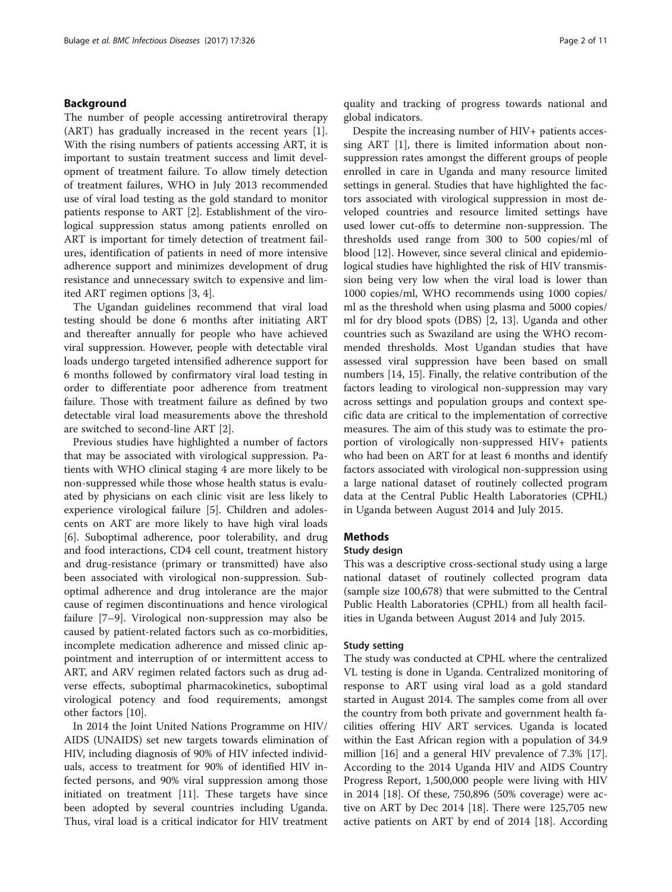## Background

The number of people accessing antiretroviral therapy (ART) has gradually increased in the recent years [1]. With the rising numbers of patients accessing ART, it is important to sustain treatment success and limit development of treatment failure. To allow timely detection of treatment failures, WHO in July 2013 recommended use of viral load testing as the gold standard to monitor patients response to ART [2]. Establishment of the virological suppression status among patients enrolled on ART is important for timely detection of treatment failures, identification of patients in need of more intensive adherence support and minimizes development of drug resistance and unnecessary switch to expensive and limited ART regimen options [3, 4].

The Ugandan guidelines recommend that viral load testing should be done 6 months after initiating ART and thereafter annually for people who have achieved viral suppression. However, people with detectable viral loads undergo targeted intensified adherence support for 6 months followed by confirmatory viral load testing in order to differentiate poor adherence from treatment failure. Those with treatment failure as defined by two detectable viral load measurements above the threshold are switched to second-line ART [2].

Previous studies have highlighted a number of factors that may be associated with virological suppression. Patients with WHO clinical staging 4 are more likely to be non-suppressed while those whose health status is evaluated by physicians on each clinic visit are less likely to experience virological failure [5]. Children and adolescents on ART are more likely to have high viral loads [6]. Suboptimal adherence, poor tolerability, and drug and food interactions, CD4 cell count, treatment history and drug-resistance (primary or transmitted) have also been associated with virological non-suppression. Suboptimal adherence and drug intolerance are the major cause of regimen discontinuations and hence virological failure [7–9]. Virological non-suppression may also be caused by patient-related factors such as co-morbidities, incomplete medication adherence and missed clinic appointment and interruption of or intermittent access to ART, and ARV regimen related factors such as drug adverse effects, suboptimal pharmacokinetics, suboptimal virological potency and food requirements, amongst other factors [10].

In 2014 the Joint United Nations Programme on HIV/AIDS (UNAIDS) set new targets towards elimination of HIV, including diagnosis of 90% of HIV infected individuals, access to treatment for 90% of identified HIV infected persons, and 90% viral suppression among those initiated on treatment [11]. These targets have since been adopted by several countries including Uganda. Thus, viral load is a critical indicator for HIV treatment quality and tracking of progress towards national and global indicators.

Despite the increasing number of HIV+ patients accessing ART [1], there is limited information about non-suppression rates amongst the different groups of people enrolled in care in Uganda and many resource limited settings in general. Studies that have highlighted the factors associated with virological suppression in most developed countries and resource limited settings have used lower cut-offs to determine non-suppression. The thresholds used range from 300 to 500 copies/ml of blood [12]. However, since several clinical and epidemiological studies have highlighted the risk of HIV transmission being very low when the viral load is lower than 1000 copies/ml, WHO recommends using 1000 copies/ml as the threshold when using plasma and 5000 copies/ml for dry blood spots (DBS) [2, 13]. Uganda and other countries such as Swaziland are using the WHO recommended thresholds. Most Ugandan studies that have assessed viral suppression have been based on small numbers [14, 15]. Finally, the relative contribution of the factors leading to virological non-suppression may vary across settings and population groups and context specific data are critical to the implementation of corrective measures. The aim of this study was to estimate the proportion of virologically non-suppressed HIV+ patients who had been on ART for at least 6 months and identify factors associated with virological non-suppression using a large national dataset of routinely collected program data at the Central Public Health Laboratories (CPHL) in Uganda between August 2014 and July 2015.

## Methods

### Study design

This was a descriptive cross-sectional study using a large national dataset of routinely collected program data (sample size 100,678) that were submitted to the Central Public Health Laboratories (CPHL) from all health facilities in Uganda between August 2014 and July 2015.

### Study setting

The study was conducted at CPHL where the centralized VL testing is done in Uganda. Centralized monitoring of response to ART using viral load as a gold standard started in August 2014. The samples come from all over the country from both private and government health facilities offering HIV ART services. Uganda is located within the East African region with a population of 34.9 million [16] and a general HIV prevalence of 7.3% [17]. According to the 2014 Uganda HIV and AIDS Country Progress Report, 1,500,000 people were living with HIV in 2014 [18]. Of these, 750,896 (50% coverage) were active on ART by Dec 2014 [18]. There were 125,705 new active patients on ART by end of 2014 [18]. According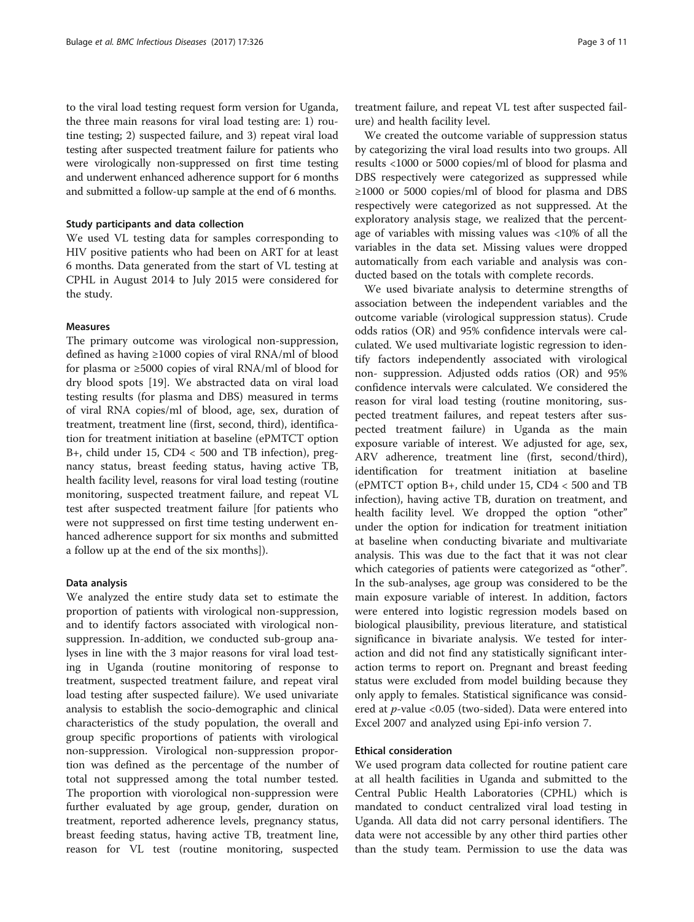to the viral load testing request form version for Uganda, the three main reasons for viral load testing are: 1) routine testing; 2) suspected failure, and 3) repeat viral load testing after suspected treatment failure for patients who were virologically non-suppressed on first time testing and underwent enhanced adherence support for 6 months and submitted a follow-up sample at the end of 6 months.

### Study participants and data collection

We used VL testing data for samples corresponding to HIV positive patients who had been on ART for at least 6 months. Data generated from the start of VL testing at CPHL in August 2014 to July 2015 were considered for the study.

### Measures

The primary outcome was virological non-suppression, defined as having ≥1000 copies of viral RNA/ml of blood for plasma or ≥5000 copies of viral RNA/ml of blood for dry blood spots [19]. We abstracted data on viral load testing results (for plasma and DBS) measured in terms of viral RNA copies/ml of blood, age, sex, duration of treatment, treatment line (first, second, third), identification for treatment initiation at baseline (ePMTCT option B+, child under 15, CD4 < 500 and TB infection), pregnancy status, breast feeding status, having active TB, health facility level, reasons for viral load testing (routine monitoring, suspected treatment failure, and repeat VL test after suspected treatment failure [for patients who were not suppressed on first time testing underwent enhanced adherence support for six months and submitted a follow up at the end of the six months]).

### Data analysis

We analyzed the entire study data set to estimate the proportion of patients with virological non-suppression, and to identify factors associated with virological non-suppression. In-addition, we conducted sub-group analyses in line with the 3 major reasons for viral load testing in Uganda (routine monitoring of response to treatment, suspected treatment failure, and repeat viral load testing after suspected failure). We used univariate analysis to establish the socio-demographic and clinical characteristics of the study population, the overall and group specific proportions of patients with virological non-suppression. Virological non-suppression proportion was defined as the percentage of the number of total not suppressed among the total number tested. The proportion with viorological non-suppression were further evaluated by age group, gender, duration on treatment, reported adherence levels, pregnancy status, breast feeding status, having active TB, treatment line, reason for VL test (routine monitoring, suspected treatment failure, and repeat VL test after suspected failure) and health facility level.

We created the outcome variable of suppression status by categorizing the viral load results into two groups. All results <1000 or 5000 copies/ml of blood for plasma and DBS respectively were categorized as suppressed while ≥1000 or 5000 copies/ml of blood for plasma and DBS respectively were categorized as not suppressed. At the exploratory analysis stage, we realized that the percentage of variables with missing values was <10% of all the variables in the data set. Missing values were dropped automatically from each variable and analysis was conducted based on the totals with complete records.

We used bivariate analysis to determine strengths of association between the independent variables and the outcome variable (virological suppression status). Crude odds ratios (OR) and 95% confidence intervals were calculated. We used multivariate logistic regression to identify factors independently associated with virological non- suppression. Adjusted odds ratios (OR) and 95% confidence intervals were calculated. We considered the reason for viral load testing (routine monitoring, suspected treatment failures, and repeat testers after suspected treatment failure) in Uganda as the main exposure variable of interest. We adjusted for age, sex, ARV adherence, treatment line (first, second/third), identification for treatment initiation at baseline (ePMTCT option B+, child under 15, CD4 < 500 and TB infection), having active TB, duration on treatment, and health facility level. We dropped the option "other" under the option for indication for treatment initiation at baseline when conducting bivariate and multivariate analysis. This was due to the fact that it was not clear which categories of patients were categorized as "other". In the sub-analyses, age group was considered to be the main exposure variable of interest. In addition, factors were entered into logistic regression models based on biological plausibility, previous literature, and statistical significance in bivariate analysis. We tested for interaction and did not find any statistically significant interaction terms to report on. Pregnant and breast feeding status were excluded from model building because they only apply to females. Statistical significance was considered at $p$-value <0.05 (two-sided). Data were entered into Excel 2007 and analyzed using Epi-info version 7.

### Ethical consideration

We used program data collected for routine patient care at all health facilities in Uganda and submitted to the Central Public Health Laboratories (CPHL) which is mandated to conduct centralized viral load testing in Uganda. All data did not carry personal identifiers. The data were not accessible by any other third parties other than the study team. Permission to use the data was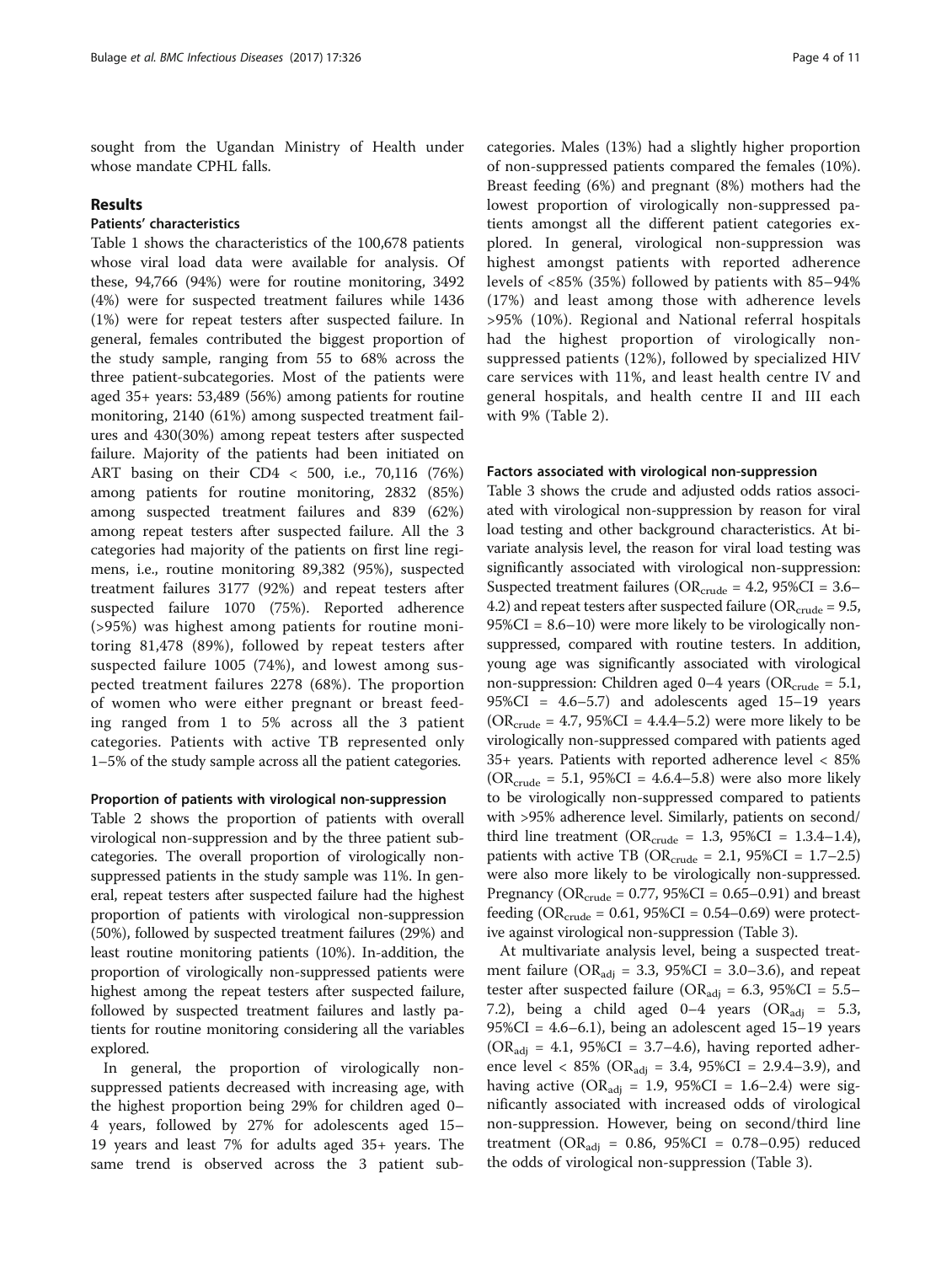sought from the Ugandan Ministry of Health under whose mandate CPHL falls.

## Results

### Patients' characteristics

Table 1 shows the characteristics of the 100,678 patients whose viral load data were available for analysis. Of these, 94,766 (94%) were for routine monitoring, 3492 (4%) were for suspected treatment failures while 1436 (1%) were for repeat testers after suspected failure. In general, females contributed the biggest proportion of the study sample, ranging from 55 to 68% across the three patient-subcategories. Most of the patients were aged 35+ years: 53,489 (56%) among patients for routine monitoring, 2140 (61%) among suspected treatment failures and 430(30%) among repeat testers after suspected failure. Majority of the patients had been initiated on ART basing on their CD4 < 500, i.e., 70,116 (76%) among patients for routine monitoring, 2832 (85%) among suspected treatment failures and 839 (62%) among repeat testers after suspected failure. All the 3 categories had majority of the patients on first line regimens, i.e., routine monitoring 89,382 (95%), suspected treatment failures 3177 (92%) and repeat testers after suspected failure 1070 (75%). Reported adherence (>95%) was highest among patients for routine monitoring 81,478 (89%), followed by repeat testers after suspected failure 1005 (74%), and lowest among suspected treatment failures 2278 (68%). The proportion of women who were either pregnant or breast feeding ranged from 1 to 5% across all the 3 patient categories. Patients with active TB represented only 1–5% of the study sample across all the patient categories.

### Proportion of patients with virological non-suppression

Table 2 shows the proportion of patients with overall virological non-suppression and by the three patient subcategories. The overall proportion of virologically non-suppressed patients in the study sample was 11%. In general, repeat testers after suspected failure had the highest proportion of patients with virological non-suppression (50%), followed by suspected treatment failures (29%) and least routine monitoring patients (10%). In-addition, the proportion of virologically non-suppressed patients were highest among the repeat testers after suspected failure, followed by suspected treatment failures and lastly patients for routine monitoring considering all the variables explored.

In general, the proportion of virologically non-suppressed patients decreased with increasing age, with the highest proportion being 29% for children aged 0–4 years, followed by 27% for adolescents aged 15–19 years and least 7% for adults aged 35+ years. The same trend is observed across the 3 patient subcategories. Males (13%) had a slightly higher proportion of non-suppressed patients compared the females (10%). Breast feeding (6%) and pregnant (8%) mothers had the lowest proportion of virologically non-suppressed patients amongst all the different patient categories explored. In general, virological non-suppression was highest amongst patients with reported adherence levels of <85% (35%) followed by patients with 85–94% (17%) and least among those with adherence levels >95% (10%). Regional and National referral hospitals had the highest proportion of virologically non-suppressed patients (12%), followed by specialized HIV care services with 11%, and least health centre IV and general hospitals, and health centre II and III each with 9% (Table 2).

### Factors associated with virological non-suppression

Table 3 shows the crude and adjusted odds ratios associated with virological non-suppression by reason for viral load testing and other background characteristics. At bivariate analysis level, the reason for viral load testing was significantly associated with virological non-suppression: Suspected treatment failures ($OR_{crude}$ = 4.2, 95%CI = 3.6–4.2) and repeat testers after suspected failure ($OR_{crude}$ = 9.5, 95%CI = 8.6–10) were more likely to be virologically non-suppressed, compared with routine testers. In addition, young age was significantly associated with virological non-suppression: Children aged 0–4 years ($OR_{crude}$ = 5.1, 95%CI = 4.6–5.7) and adolescents aged 15–19 years ($OR_{crude}$ = 4.7, 95%CI = 4.4.4–5.2) were more likely to be virologically non-suppressed compared with patients aged 35+ years. Patients with reported adherence level < 85% ($OR_{crude}$ = 5.1, 95%CI = 4.6.4–5.8) were also more likely to be virologically non-suppressed compared to patients with >95% adherence level. Similarly, patients on second/third line treatment ($OR_{crude}$ = 1.3, 95%CI = 1.3.4–1.4), patients with active TB ($OR_{crude}$ = 2.1, 95%CI = 1.7–2.5) were also more likely to be virologically non-suppressed. Pregnancy ($OR_{crude}$ = 0.77, 95%CI = 0.65–0.91) and breast feeding ($OR_{crude}$ = 0.61, 95%CI = 0.54–0.69) were protective against virological non-suppression (Table 3).

At multivariate analysis level, being a suspected treatment failure ($OR_{adj}$ = 3.3, 95%CI = 3.0–3.6), and repeat tester after suspected failure ($OR_{adj}$ = 6.3, 95%CI = 5.5–7.2), being a child aged 0–4 years ($OR_{adj}$ = 5.3, 95%CI = 4.6–6.1), being an adolescent aged 15–19 years ($OR_{adj}$ = 4.1, 95%CI = 3.7–4.6), having reported adherence level < 85% ($OR_{adj}$ = 3.4, 95%CI = 2.9.4–3.9), and having active ($OR_{adj}$ = 1.9, 95%CI = 1.6–2.4) were significantly associated with increased odds of virological non-suppression. However, being on second/third line treatment ($OR_{adj}$ = 0.86, 95%CI = 0.78–0.95) reduced the odds of virological non-suppression (Table 3).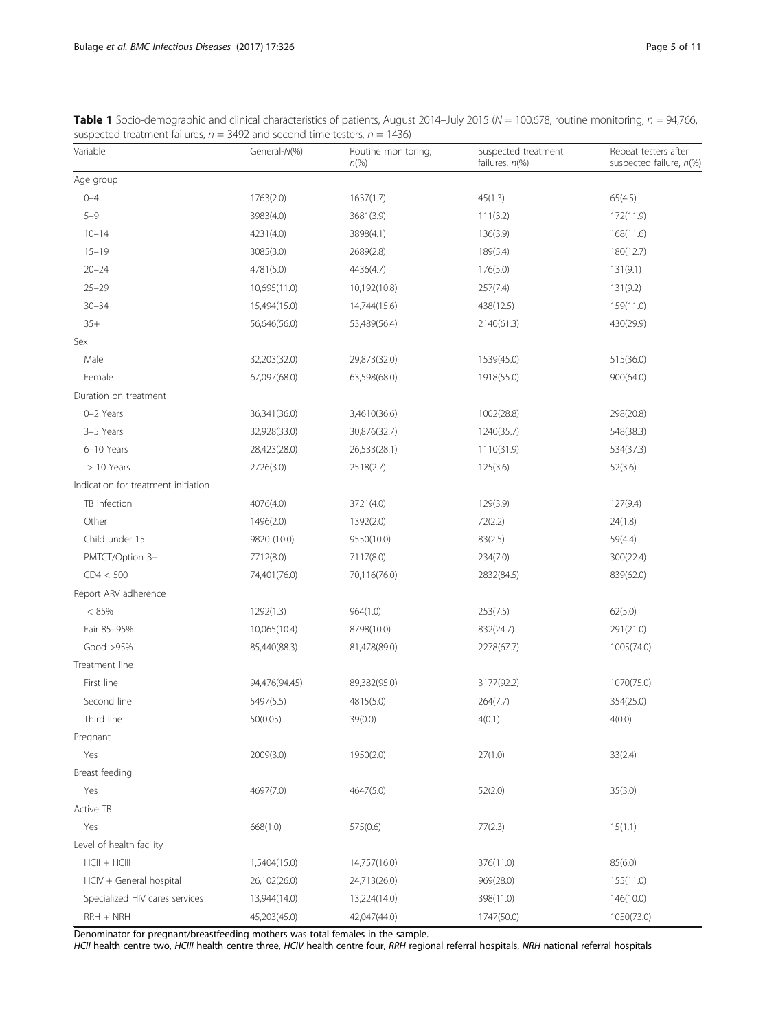**Table 1** Socio-demographic and clinical characteristics of patients, August 2014–July 2015 ($N$ = 100,678, routine monitoring, $n$ = 94,766, suspected treatment failures, $n$ = 3492 and second time testers, $n$ = 1436)

| Variable | General-N(%) | Routine monitoring, n(%) | Suspected treatment failures, n(%) | Repeat testers after suspected failure, n(%) |
|---|---|---|---|---|
| Age group | | | | |
| 0–4 | 1763(2.0) | 1637(1.7) | 45(1.3) | 65(4.5) |
| 5–9 | 3983(4.0) | 3681(3.9) | 111(3.2) | 172(11.9) |
| 10–14 | 4231(4.0) | 3898(4.1) | 136(3.9) | 168(11.6) |
| 15–19 | 3085(3.0) | 2689(2.8) | 189(5.4) | 180(12.7) |
| 20–24 | 4781(5.0) | 4436(4.7) | 176(5.0) | 131(9.1) |
| 25–29 | 10,695(11.0) | 10,192(10.8) | 257(7.4) | 131(9.2) |
| 30–34 | 15,494(15.0) | 14,744(15.6) | 438(12.5) | 159(11.0) |
| 35+ | 56,646(56.0) | 53,489(56.4) | 2140(61.3) | 430(29.9) |
| Sex | | | | |
| Male | 32,203(32.0) | 29,873(32.0) | 1539(45.0) | 515(36.0) |
| Female | 67,097(68.0) | 63,598(68.0) | 1918(55.0) | 900(64.0) |
| Duration on treatment | | | | |
| 0–2 Years | 36,341(36.0) | 3,4610(36.6) | 1002(28.8) | 298(20.8) |
| 3–5 Years | 32,928(33.0) | 30,876(32.7) | 1240(35.7) | 548(38.3) |
| 6–10 Years | 28,423(28.0) | 26,533(28.1) | 1110(31.9) | 534(37.3) |
| > 10 Years | 2726(3.0) | 2518(2.7) | 125(3.6) | 52(3.6) |
| Indication for treatment initiation | | | | |
| TB infection | 4076(4.0) | 3721(4.0) | 129(3.9) | 127(9.4) |
| Other | 1496(2.0) | 1392(2.0) | 72(2.2) | 24(1.8) |
| Child under 15 | 9820 (10.0) | 9550(10.0) | 83(2.5) | 59(4.4) |
| PMTCT/Option B+ | 7712(8.0) | 7117(8.0) | 234(7.0) | 300(22.4) |
| CD4 < 500 | 74,401(76.0) | 70,116(76.0) | 2832(84.5) | 839(62.0) |
| Report ARV adherence | | | | |
| < 85% | 1292(1.3) | 964(1.0) | 253(7.5) | 62(5.0) |
| Fair 85–95% | 10,065(10.4) | 8798(10.0) | 832(24.7) | 291(21.0) |
| Good >95% | 85,440(88.3) | 81,478(89.0) | 2278(67.7) | 1005(74.0) |
| Treatment line | | | | |
| First line | 94,476(94.45) | 89,382(95.0) | 3177(92.2) | 1070(75.0) |
| Second line | 5497(5.5) | 4815(5.0) | 264(7.7) | 354(25.0) |
| Third line | 50(0.05) | 39(0.0) | 4(0.1) | 4(0.0) |
| Pregnant | | | | |
| Yes | 2009(3.0) | 1950(2.0) | 27(1.0) | 33(2.4) |
| Breast feeding | | | | |
| Yes | 4697(7.0) | 4647(5.0) | 52(2.0) | 35(3.0) |
| Active TB | | | | |
| Yes | 668(1.0) | 575(0.6) | 77(2.3) | 15(1.1) |
| Level of health facility | | | | |
| HCII + HCIII | 1,5404(15.0) | 14,757(16.0) | 376(11.0) | 85(6.0) |
| HCIV + General hospital | 26,102(26.0) | 24,713(26.0) | 969(28.0) | 155(11.0) |
| Specialized HIV cares services | 13,944(14.0) | 13,224(14.0) | 398(11.0) | 146(10.0) |
| RRH + NRH | 45,203(45.0) | 42,047(44.0) | 1747(50.0) | 1050(73.0) |

Denominator for pregnant/breastfeeding mothers was total females in the sample.

*HCII* health centre two, *HCIII* health centre three, *HCIV* health centre four, *RRH* regional referral hospitals, *NRH* national referral hospitals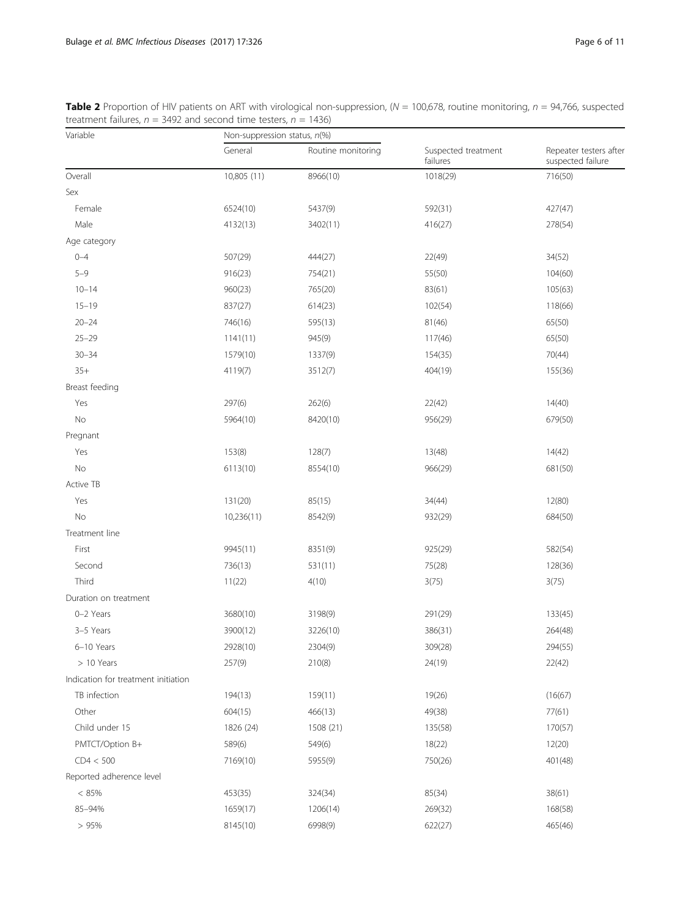**Table 2** Proportion of HIV patients on ART with virological non-suppression, ($N$ = 100,678, routine monitoring, $n$ = 94,766, suspected treatment failures, $n$ = 3492 and second time testers, $n$ = 1436)

| Variable | Non-suppression status, $n$(%) | | | |
|---|---|---|---|---|
| | General | Routine monitoring | Suspected treatment failures | Repeater testers after suspected failure |
| Overall | 10,805 (11) | 8966(10) | 1018(29) | 716(50) |
| Sex | | | | |
| Female | 6524(10) | 5437(9) | 592(31) | 427(47) |
| Male | 4132(13) | 3402(11) | 416(27) | 278(54) |
| Age category | | | | |
| 0–4 | 507(29) | 444(27) | 22(49) | 34(52) |
| 5–9 | 916(23) | 754(21) | 55(50) | 104(60) |
| 10–14 | 960(23) | 765(20) | 83(61) | 105(63) |
| 15–19 | 837(27) | 614(23) | 102(54) | 118(66) |
| 20–24 | 746(16) | 595(13) | 81(46) | 65(50) |
| 25–29 | 1141(11) | 945(9) | 117(46) | 65(50) |
| 30–34 | 1579(10) | 1337(9) | 154(35) | 70(44) |
| 35+ | 4119(7) | 3512(7) | 404(19) | 155(36) |
| Breast feeding | | | | |
| Yes | 297(6) | 262(6) | 22(42) | 14(40) |
| No | 5964(10) | 8420(10) | 956(29) | 679(50) |
| Pregnant | | | | |
| Yes | 153(8) | 128(7) | 13(48) | 14(42) |
| No | 6113(10) | 8554(10) | 966(29) | 681(50) |
| Active TB | | | | |
| Yes | 131(20) | 85(15) | 34(44) | 12(80) |
| No | 10,236(11) | 8542(9) | 932(29) | 684(50) |
| Treatment line | | | | |
| First | 9945(11) | 8351(9) | 925(29) | 582(54) |
| Second | 736(13) | 531(11) | 75(28) | 128(36) |
| Third | 11(22) | 4(10) | 3(75) | 3(75) |
| Duration on treatment | | | | |
| 0–2 Years | 3680(10) | 3198(9) | 291(29) | 133(45) |
| 3–5 Years | 3900(12) | 3226(10) | 386(31) | 264(48) |
| 6–10 Years | 2928(10) | 2304(9) | 309(28) | 294(55) |
| > 10 Years | 257(9) | 210(8) | 24(19) | 22(42) |
| Indication for treatment initiation | | | | |
| TB infection | 194(13) | 159(11) | 19(26) | (16(67) |
| Other | 604(15) | 466(13) | 49(38) | 77(61) |
| Child under 15 | 1826 (24) | 1508 (21) | 135(58) | 170(57) |
| PMTCT/Option B+ | 589(6) | 549(6) | 18(22) | 12(20) |
| CD4 < 500 | 7169(10) | 5955(9) | 750(26) | 401(48) |
| Reported adherence level | | | | |
| < 85% | 453(35) | 324(34) | 85(34) | 38(61) |
| 85–94% | 1659(17) | 1206(14) | 269(32) | 168(58) |
| > 95% | 8145(10) | 6998(9) | 622(27) | 465(46) |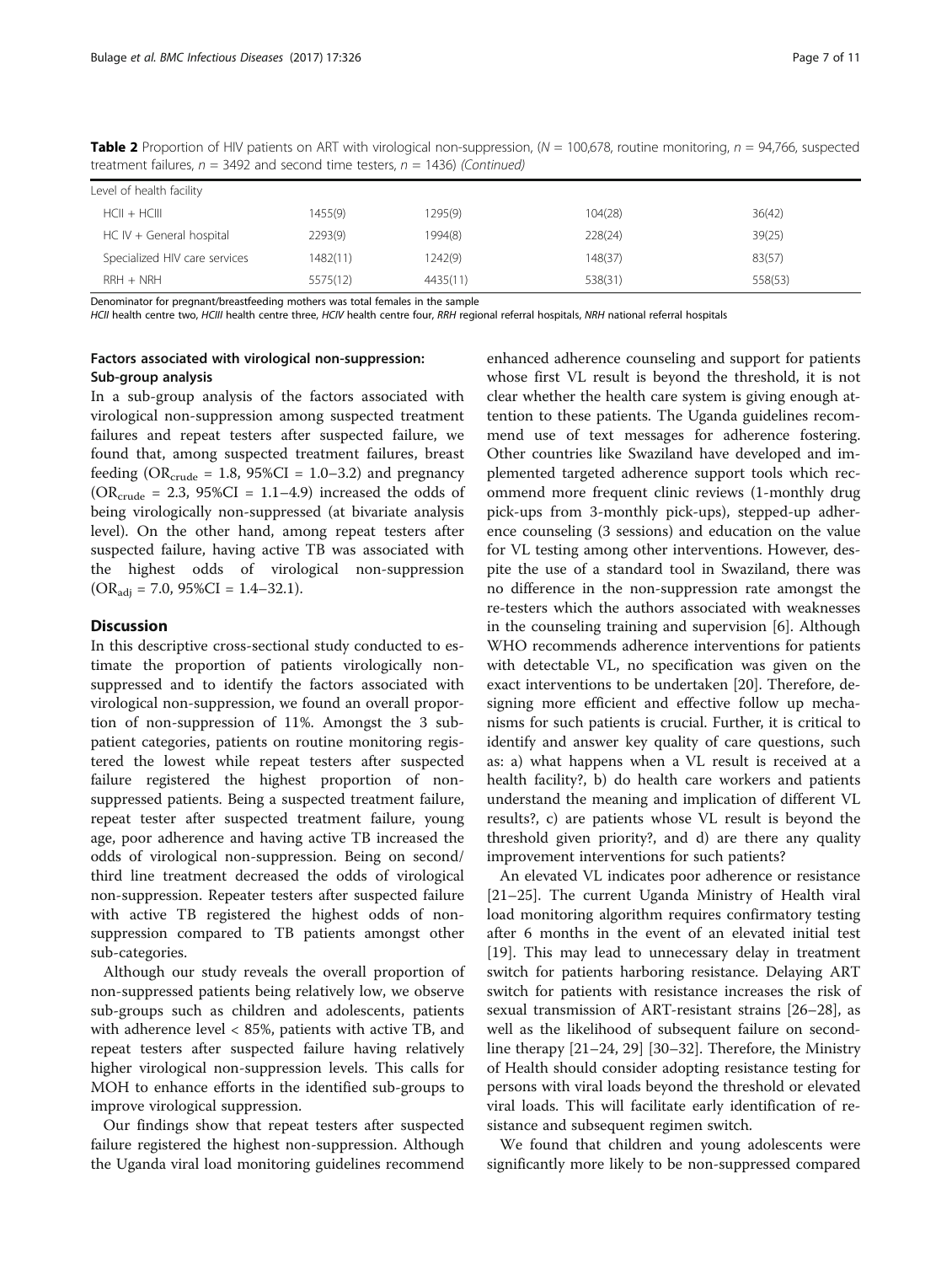**Table 2** Proportion of HIV patients on ART with virological non-suppression, ($N$ = 100,678, routine monitoring, $n$ = 94,766, suspected treatment failures, $n$ = 3492 and second time testers, $n$ = 1436) *(Continued)*

| | | | | |
|---|---|---|---|---|
| Level of health facility | | | | |
| HCII + HCIII | 1455(9) | 1295(9) | 104(28) | 36(42) |
| HC IV + General hospital | 2293(9) | 1994(8) | 228(24) | 39(25) |
| Specialized HIV care services | 1482(11) | 1242(9) | 148(37) | 83(57) |
| RRH + NRH | 5575(12) | 4435(11) | 538(31) | 558(53) |

Denominator for pregnant/breastfeeding mothers was total females in the sample

*HCII* health centre two, *HCIII* health centre three, *HCIV* health centre four, *RRH* regional referral hospitals, *NRH* national referral hospitals

### Factors associated with virological non-suppression: Sub-group analysis

In a sub-group analysis of the factors associated with virological non-suppression among suspected treatment failures and repeat testers after suspected failure, we found that, among suspected treatment failures, breast feeding ($OR_{crude}$ = 1.8, 95%CI = 1.0–3.2) and pregnancy ($OR_{crude}$ = 2.3, 95%CI = 1.1–4.9) increased the odds of being virologically non-suppressed (at bivariate analysis level). On the other hand, among repeat testers after suspected failure, having active TB was associated with the highest odds of virological non-suppression ($OR_{adj}$ = 7.0, 95%CI = 1.4–32.1).

## Discussion

In this descriptive cross-sectional study conducted to estimate the proportion of patients virologically non-suppressed and to identify the factors associated with virological non-suppression, we found an overall proportion of non-suppression of 11%. Amongst the 3 sub-patient categories, patients on routine monitoring registered the lowest while repeat testers after suspected failure registered the highest proportion of non-suppressed patients. Being a suspected treatment failure, repeat tester after suspected treatment failure, young age, poor adherence and having active TB increased the odds of virological non-suppression. Being on second/third line treatment decreased the odds of virological non-suppression. Repeater testers after suspected failure with active TB registered the highest odds of non-suppression compared to TB patients amongst other sub-categories.

Although our study reveals the overall proportion of non-suppressed patients being relatively low, we observe sub-groups such as children and adolescents, patients with adherence level < 85%, patients with active TB, and repeat testers after suspected failure having relatively higher virological non-suppression levels. This calls for MOH to enhance efforts in the identified sub-groups to improve virological suppression.

Our findings show that repeat testers after suspected failure registered the highest non-suppression. Although the Uganda viral load monitoring guidelines recommend enhanced adherence counseling and support for patients whose first VL result is beyond the threshold, it is not clear whether the health care system is giving enough attention to these patients. The Uganda guidelines recommend use of text messages for adherence fostering. Other countries like Swaziland have developed and implemented targeted adherence support tools which recommend more frequent clinic reviews (1-monthly drug pick-ups from 3-monthly pick-ups), stepped-up adherence counseling (3 sessions) and education on the value for VL testing among other interventions. However, despite the use of a standard tool in Swaziland, there was no difference in the non-suppression rate amongst the re-testers which the authors associated with weaknesses in the counseling training and supervision [6]. Although WHO recommends adherence interventions for patients with detectable VL, no specification was given on the exact interventions to be undertaken [20]. Therefore, designing more efficient and effective follow up mechanisms for such patients is crucial. Further, it is critical to identify and answer key quality of care questions, such as: a) what happens when a VL result is received at a health facility?, b) do health care workers and patients understand the meaning and implication of different VL results?, c) are patients whose VL result is beyond the threshold given priority?, and d) are there any quality improvement interventions for such patients?

An elevated VL indicates poor adherence or resistance [21–25]. The current Uganda Ministry of Health viral load monitoring algorithm requires confirmatory testing after 6 months in the event of an elevated initial test [19]. This may lead to unnecessary delay in treatment switch for patients harboring resistance. Delaying ART switch for patients with resistance increases the risk of sexual transmission of ART-resistant strains [26–28], as well as the likelihood of subsequent failure on second-line therapy [21–24, 29] [30–32]. Therefore, the Ministry of Health should consider adopting resistance testing for persons with viral loads beyond the threshold or elevated viral loads. This will facilitate early identification of resistance and subsequent regimen switch.

We found that children and young adolescents were significantly more likely to be non-suppressed compared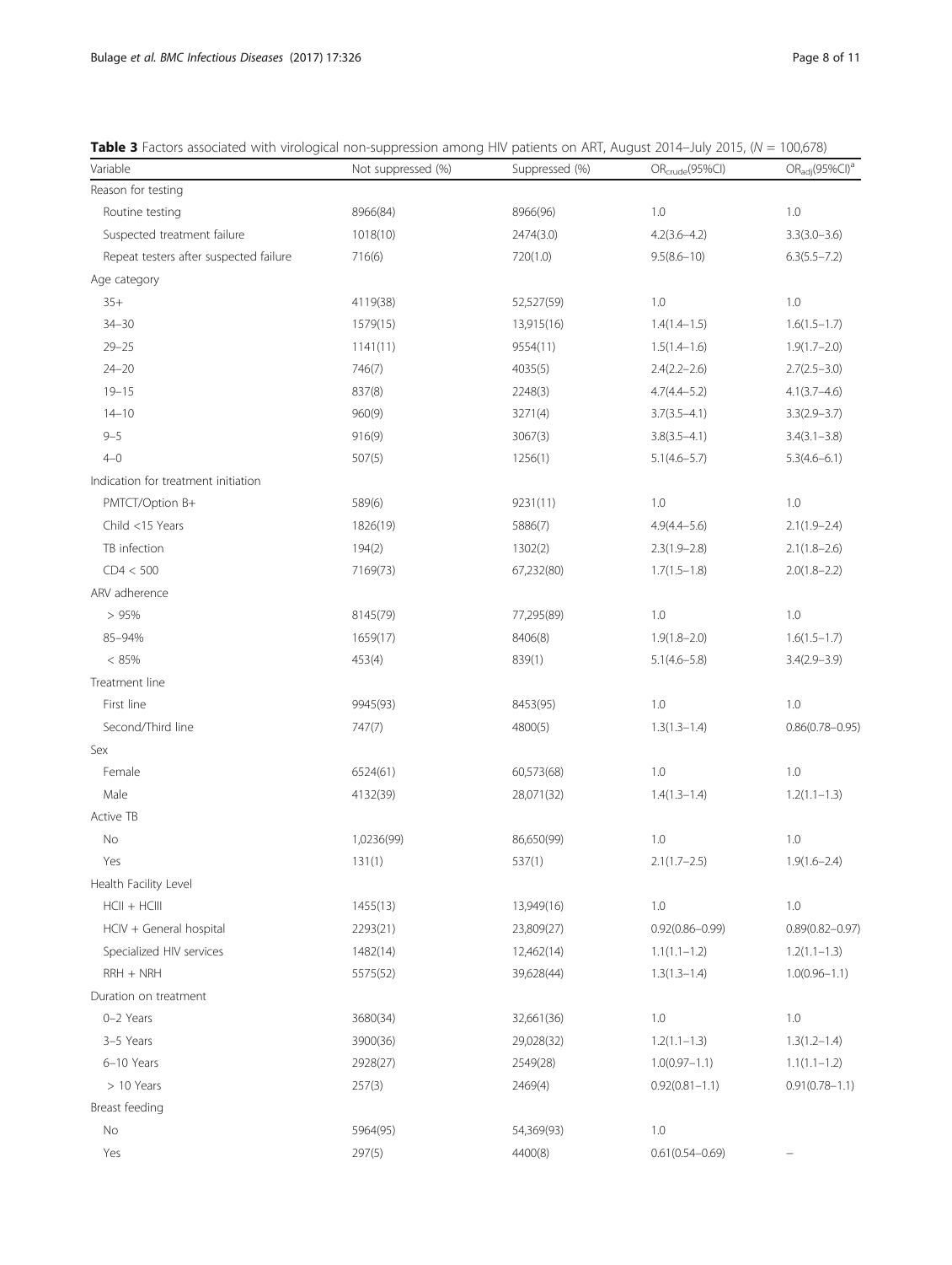**Table 3** Factors associated with virological non-suppression among HIV patients on ART, August 2014–July 2015, ($N$ = 100,678)

| Variable | Not suppressed (%) | Suppressed (%) | $OR_{crude}$(95%CI) | $OR_{adj}$(95%CI)[a] |
|---|---|---|---|---|
| Reason for testing | | | | |
| Routine testing | 8966(84) | 8966(96) | 1.0 | 1.0 |
| Suspected treatment failure | 1018(10) | 2474(3.0) | 4.2(3.6–4.2) | 3.3(3.0–3.6) |
| Repeat testers after suspected failure | 716(6) | 720(1.0) | 9.5(8.6–10) | 6.3(5.5–7.2) |
| Age category | | | | |
| 35+ | 4119(38) | 52,527(59) | 1.0 | 1.0 |
| 34–30 | 1579(15) | 13,915(16) | 1.4(1.4–1.5) | 1.6(1.5–1.7) |
| 29–25 | 1141(11) | 9554(11) | 1.5(1.4–1.6) | 1.9(1.7–2.0) |
| 24–20 | 746(7) | 4035(5) | 2.4(2.2–2.6) | 2.7(2.5–3.0) |
| 19–15 | 837(8) | 2248(3) | 4.7(4.4–5.2) | 4.1(3.7–4.6) |
| 14–10 | 960(9) | 3271(4) | 3.7(3.5–4.1) | 3.3(2.9–3.7) |
| 9–5 | 916(9) | 3067(3) | 3.8(3.5–4.1) | 3.4(3.1–3.8) |
| 4–0 | 507(5) | 1256(1) | 5.1(4.6–5.7) | 5.3(4.6–6.1) |
| Indication for treatment initiation | | | | |
| PMTCT/Option B+ | 589(6) | 9231(11) | 1.0 | 1.0 |
| Child <15 Years | 1826(19) | 5886(7) | 4.9(4.4–5.6) | 2.1(1.9–2.4) |
| TB infection | 194(2) | 1302(2) | 2.3(1.9–2.8) | 2.1(1.8–2.6) |
| CD4 < 500 | 7169(73) | 67,232(80) | 1.7(1.5–1.8) | 2.0(1.8–2.2) |
| ARV adherence | | | | |
| > 95% | 8145(79) | 77,295(89) | 1.0 | 1.0 |
| 85–94% | 1659(17) | 8406(8) | 1.9(1.8–2.0) | 1.6(1.5–1.7) |
| < 85% | 453(4) | 839(1) | 5.1(4.6–5.8) | 3.4(2.9–3.9) |
| Treatment line | | | | |
| First line | 9945(93) | 8453(95) | 1.0 | 1.0 |
| Second/Third line | 747(7) | 4800(5) | 1.3(1.3–1.4) | 0.86(0.78–0.95) |
| Sex | | | | |
| Female | 6524(61) | 60,573(68) | 1.0 | 1.0 |
| Male | 4132(39) | 28,071(32) | 1.4(1.3–1.4) | 1.2(1.1–1.3) |
| Active TB | | | | |
| No | 1,0236(99) | 86,650(99) | 1.0 | 1.0 |
| Yes | 131(1) | 537(1) | 2.1(1.7–2.5) | 1.9(1.6–2.4) |
| Health Facility Level | | | | |
| HCII + HCIII | 1455(13) | 13,949(16) | 1.0 | 1.0 |
| HCIV + General hospital | 2293(21) | 23,809(27) | 0.92(0.86–0.99) | 0.89(0.82–0.97) |
| Specialized HIV services | 1482(14) | 12,462(14) | 1.1(1.1–1.2) | 1.2(1.1–1.3) |
| RRH + NRH | 5575(52) | 39,628(44) | 1.3(1.3–1.4) | 1.0(0.96–1.1) |
| Duration on treatment | | | | |
| 0–2 Years | 3680(34) | 32,661(36) | 1.0 | 1.0 |
| 3–5 Years | 3900(36) | 29,028(32) | 1.2(1.1–1.3) | 1.3(1.2–1.4) |
| 6–10 Years | 2928(27) | 2549(28) | 1.0(0.97–1.1) | 1.1(1.1–1.2) |
| > 10 Years | 257(3) | 2469(4) | 0.92(0.81–1.1) | 0.91(0.78–1.1) |
| Breast feeding | | | | |
| No | 5964(95) | 54,369(93) | 1.0 | |
| Yes | 297(5) | 4400(8) | 0.61(0.54–0.69) | – |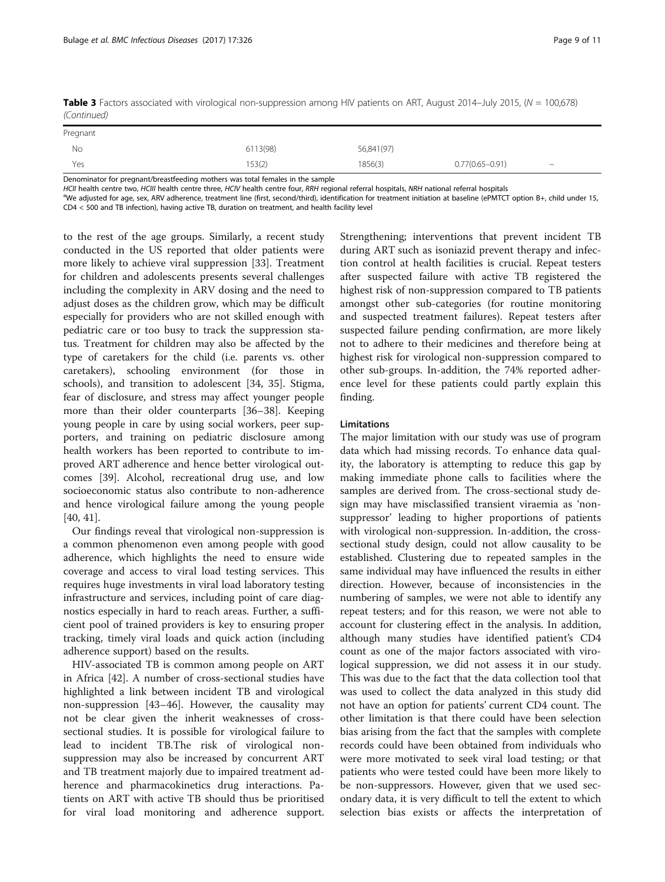**Table 3** Factors associated with virological non-suppression among HIV patients on ART, August 2014–July 2015, (*N* = 100,678) *(Continued)*

| | | | | |
|---|---|---|---|---|
| Pregnant | | | | |
| No | 6113(98) | 56,841(97) | | |
| Yes | 153(2) | 1856(3) | 0.77(0.65–0.91) | – |

Denominator for pregnant/breastfeeding mothers was total females in the sample

*HCII* health centre two, *HCIII* health centre three, *HCIV* health centre four, *RRH* regional referral hospitals, *NRH* national referral hospitals

[a]We adjusted for age, sex, ARV adherence, treatment line (first, second/third), identification for treatment initiation at baseline (ePMTCT option B+, child under 15, CD4 < 500 and TB infection), having active TB, duration on treatment, and health facility level

to the rest of the age groups. Similarly, a recent study conducted in the US reported that older patients were more likely to achieve viral suppression [33]. Treatment for children and adolescents presents several challenges including the complexity in ARV dosing and the need to adjust doses as the children grow, which may be difficult especially for providers who are not skilled enough with pediatric care or too busy to track the suppression status. Treatment for children may also be affected by the type of caretakers for the child (i.e. parents vs. other caretakers), schooling environment (for those in schools), and transition to adolescent [34, 35]. Stigma, fear of disclosure, and stress may affect younger people more than their older counterparts [36–38]. Keeping young people in care by using social workers, peer supporters, and training on pediatric disclosure among health workers has been reported to contribute to improved ART adherence and hence better virological outcomes [39]. Alcohol, recreational drug use, and low socioeconomic status also contribute to non-adherence and hence virological failure among the young people [40, 41].

Our findings reveal that virological non-suppression is a common phenomenon even among people with good adherence, which highlights the need to ensure wide coverage and access to viral load testing services. This requires huge investments in viral load laboratory testing infrastructure and services, including point of care diagnostics especially in hard to reach areas. Further, a sufficient pool of trained providers is key to ensuring proper tracking, timely viral loads and quick action (including adherence support) based on the results.

HIV-associated TB is common among people on ART in Africa [42]. A number of cross-sectional studies have highlighted a link between incident TB and virological non-suppression [43–46]. However, the causality may not be clear given the inherit weaknesses of cross-sectional studies. It is possible for virological failure to lead to incident TB.The risk of virological non-suppression may also be increased by concurrent ART and TB treatment majorly due to impaired treatment adherence and pharmacokinetics drug interactions. Patients on ART with active TB should thus be prioritised for viral load monitoring and adherence support. Strengthening; interventions that prevent incident TB during ART such as isoniazid prevent therapy and infection control at health facilities is crucial. Repeat testers after suspected failure with active TB registered the highest risk of non-suppression compared to TB patients amongst other sub-categories (for routine monitoring and suspected treatment failures). Repeat testers after suspected failure pending confirmation, are more likely not to adhere to their medicines and therefore being at highest risk for virological non-suppression compared to other sub-groups. In-addition, the 74% reported adherence level for these patients could partly explain this finding.

### Limitations

The major limitation with our study was use of program data which had missing records. To enhance data quality, the laboratory is attempting to reduce this gap by making immediate phone calls to facilities where the samples are derived from. The cross-sectional study design may have misclassified transient viraemia as 'non-suppressor' leading to higher proportions of patients with virological non-suppression. In-addition, the cross-sectional study design, could not allow causality to be established. Clustering due to repeated samples in the same individual may have influenced the results in either direction. However, because of inconsistencies in the numbering of samples, we were not able to identify any repeat testers; and for this reason, we were not able to account for clustering effect in the analysis. In addition, although many studies have identified patient's CD4 count as one of the major factors associated with virological suppression, we did not assess it in our study. This was due to the fact that the data collection tool that was used to collect the data analyzed in this study did not have an option for patients' current CD4 count. The other limitation is that there could have been selection bias arising from the fact that the samples with complete records could have been obtained from individuals who were more motivated to seek viral load testing; or that patients who were tested could have been more likely to be non-suppressors. However, given that we used secondary data, it is very difficult to tell the extent to which selection bias exists or affects the interpretation of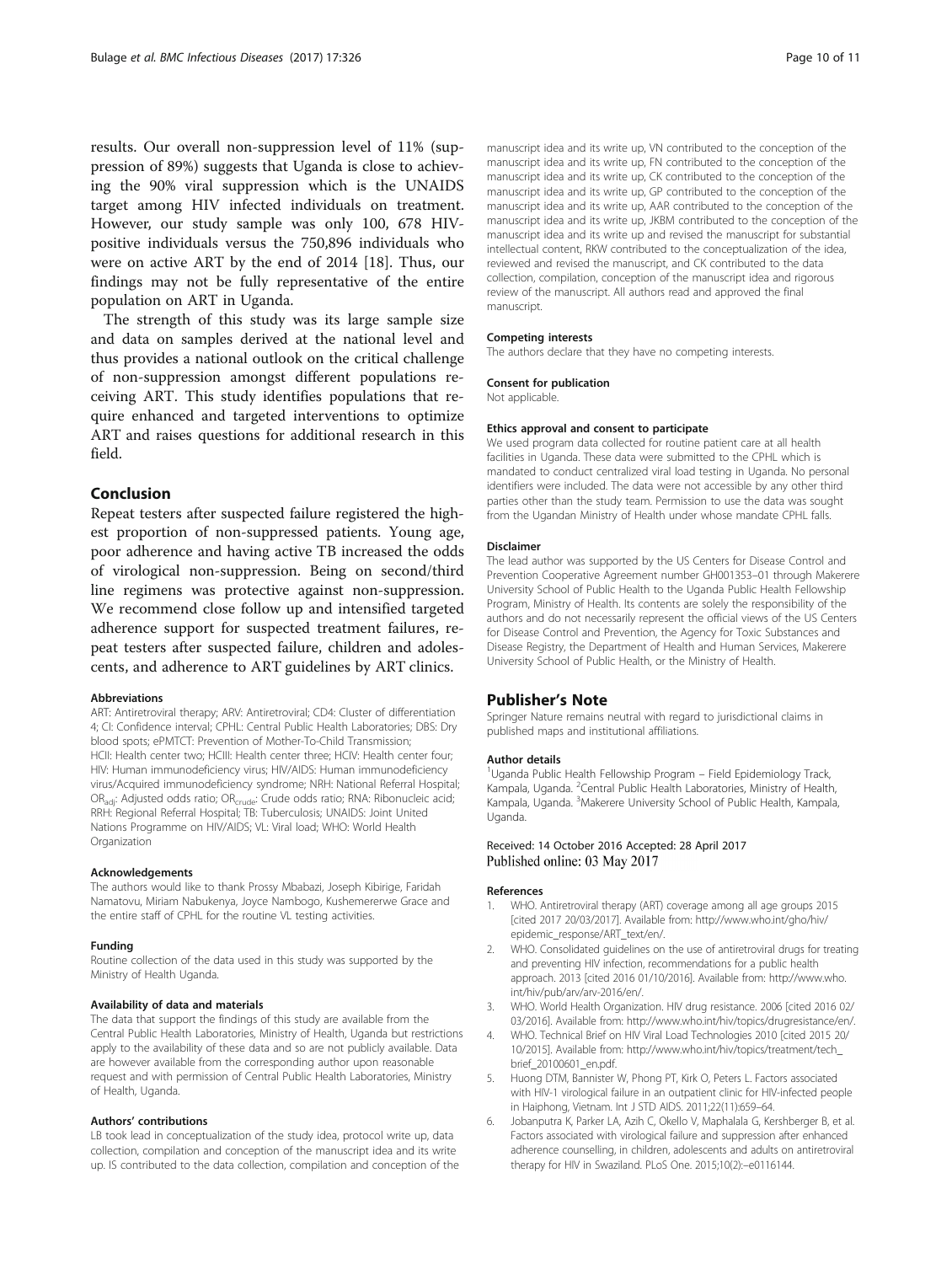results. Our overall non-suppression level of 11% (suppression of 89%) suggests that Uganda is close to achieving the 90% viral suppression which is the UNAIDS target among HIV infected individuals on treatment. However, our study sample was only 100, 678 HIV-positive individuals versus the 750,896 individuals who were on active ART by the end of 2014 [18]. Thus, our findings may not be fully representative of the entire population on ART in Uganda.

The strength of this study was its large sample size and data on samples derived at the national level and thus provides a national outlook on the critical challenge of non-suppression amongst different populations receiving ART. This study identifies populations that require enhanced and targeted interventions to optimize ART and raises questions for additional research in this field.

## Conclusion

Repeat testers after suspected failure registered the highest proportion of non-suppressed patients. Young age, poor adherence and having active TB increased the odds of virological non-suppression. Being on second/third line regimens was protective against non-suppression. We recommend close follow up and intensified targeted adherence support for suspected treatment failures, repeat testers after suspected failure, children and adolescents, and adherence to ART guidelines by ART clinics.

#### Abbreviations

ART: Antiretroviral therapy; ARV: Antiretroviral; CD4: Cluster of differentiation 4; CI: Confidence interval; CPHL: Central Public Health Laboratories; DBS: Dry blood spots; ePMTCT: Prevention of Mother-To-Child Transmission; HCII: Health center two; HCIII: Health center three; HCIV: Health center four; HIV: Human immunodeficiency virus; HIV/AIDS: Human immunodeficiency virus/Acquired immunodeficiency syndrome; NRH: National Referral Hospital; $OR_{adj}$: Adjusted odds ratio; $OR_{crude}$: Crude odds ratio; RNA: Ribonucleic acid; RRH: Regional Referral Hospital; TB: Tuberculosis; UNAIDS: Joint United Nations Programme on HIV/AIDS; VL: Viral load; WHO: World Health Organization

#### Acknowledgements

The authors would like to thank Prossy Mbabazi, Joseph Kibirige, Faridah Namatovu, Miriam Nabukenya, Joyce Nambogo, Kushemererwe Grace and the entire staff of CPHL for the routine VL testing activities.

#### Funding

Routine collection of the data used in this study was supported by the Ministry of Health Uganda.

#### Availability of data and materials

The data that support the findings of this study are available from the Central Public Health Laboratories, Ministry of Health, Uganda but restrictions apply to the availability of these data and so are not publicly available. Data are however available from the corresponding author upon reasonable request and with permission of Central Public Health Laboratories, Ministry of Health, Uganda.

#### Authors' contributions

LB took lead in conceptualization of the study idea, protocol write up, data collection, compilation and conception of the manuscript idea and its write up. IS contributed to the data collection, compilation and conception of the manuscript idea and its write up, VN contributed to the conception of the manuscript idea and its write up, FN contributed to the conception of the manuscript idea and its write up, CK contributed to the conception of the manuscript idea and its write up, GP contributed to the conception of the manuscript idea and its write up, AAR contributed to the conception of the manuscript idea and its write up, JKBM contributed to the conception of the manuscript idea and its write up and revised the manuscript for substantial intellectual content, RKW contributed to the conceptualization of the idea, reviewed and revised the manuscript, and CK contributed to the data collection, compilation, conception of the manuscript idea and rigorous review of the manuscript. All authors read and approved the final manuscript.

#### Competing interests

The authors declare that they have no competing interests.

#### Consent for publication

Not applicable.

#### Ethics approval and consent to participate

We used program data collected for routine patient care at all health facilities in Uganda. These data were submitted to the CPHL which is mandated to conduct centralized viral load testing in Uganda. No personal identifiers were included. The data were not accessible by any other third parties other than the study team. Permission to use the data was sought from the Ugandan Ministry of Health under whose mandate CPHL falls.

#### Disclaimer

The lead author was supported by the US Centers for Disease Control and Prevention Cooperative Agreement number GH001353–01 through Makerere University School of Public Health to the Uganda Public Health Fellowship Program, Ministry of Health. Its contents are solely the responsibility of the authors and do not necessarily represent the official views of the US Centers for Disease Control and Prevention, the Agency for Toxic Substances and Disease Registry, the Department of Health and Human Services, Makerere University School of Public Health, or the Ministry of Health.

## Publisher's Note

Springer Nature remains neutral with regard to jurisdictional claims in published maps and institutional affiliations.

#### Author details

[1]Uganda Public Health Fellowship Program – Field Epidemiology Track, Kampala, Uganda. [2]Central Public Health Laboratories, Ministry of Health, Kampala, Uganda. [3]Makerere University School of Public Health, Kampala, Uganda.

Received: 14 October 2016 Accepted: 28 April 2017
Published online: 03 May 2017

#### References

1. WHO. Antiretroviral therapy (ART) coverage among all age groups 2015 [cited 2017 20/03/2017]. Available from: http://www.who.int/gho/hiv/epidemic_response/ART_text/en/.
2. WHO. Consolidated guidelines on the use of antiretroviral drugs for treating and preventing HIV infection, recommendations for a public health approach. 2013 [cited 2016 01/10/2016]. Available from: http://www.who.int/hiv/pub/arv/arv-2016/en/.
3. WHO. World Health Organization. HIV drug resistance. 2006 [cited 2016 02/03/2016]. Available from: http://www.who.int/hiv/topics/drugresistance/en/.
4. WHO. Technical Brief on HIV Viral Load Technologies 2010 [cited 2015 20/10/2015]. Available from: http://www.who.int/hiv/topics/treatment/tech_brief_20100601_en.pdf.
5. Huong DTM, Bannister W, Phong PT, Kirk O, Peters L. Factors associated with HIV-1 virological failure in an outpatient clinic for HIV-infected people in Haiphong, Vietnam. Int J STD AIDS. 2011;22(11):659–64.
6. Jobanputra K, Parker LA, Azih C, Okello V, Maphalala G, Kershberger B, et al. Factors associated with virological failure and suppression after enhanced adherence counselling, in children, adolescents and adults on antiretroviral therapy for HIV in Swaziland. PLoS One. 2015;10(2):–e0116144.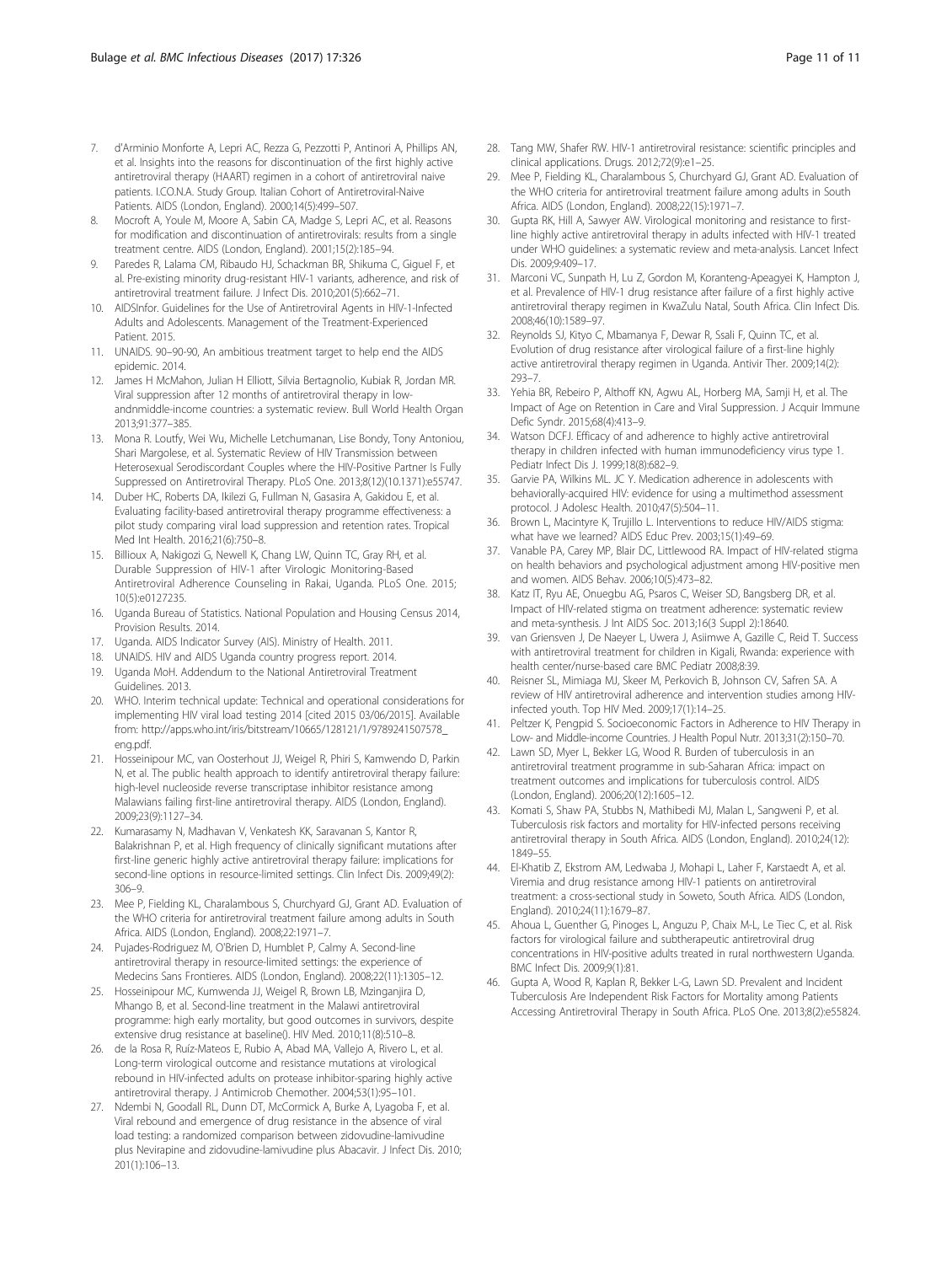7. d'Arminio Monforte A, Lepri AC, Rezza G, Pezzotti P, Antinori A, Phillips AN, et al. Insights into the reasons for discontinuation of the first highly active antiretroviral therapy (HAART) regimen in a cohort of antiretroviral naive patients. I.CO.N.A. Study Group. Italian Cohort of Antiretroviral-Naive Patients. AIDS (London, England). 2000;14(5):499–507.
8. Mocroft A, Youle M, Moore A, Sabin CA, Madge S, Lepri AC, et al. Reasons for modification and discontinuation of antiretrovirals: results from a single treatment centre. AIDS (London, England). 2001;15(2):185–94.
9. Paredes R, Lalama CM, Ribaudo HJ, Schackman BR, Shikuma C, Giguel F, et al. Pre-existing minority drug-resistant HIV-1 variants, adherence, and risk of antiretroviral treatment failure. J Infect Dis. 2010;201(5):662–71.
10. AIDSInfor. Guidelines for the Use of Antiretroviral Agents in HIV-1-Infected Adults and Adolescents. Management of the Treatment-Experienced Patient. 2015.
11. UNAIDS. 90–90-90, An ambitious treatment target to help end the AIDS epidemic. 2014.
12. James H McMahon, Julian H Elliott, Silvia Bertagnolio, Kubiak R, Jordan MR. Viral suppression after 12 months of antiretroviral therapy in low-andnmiddle-income countries: a systematic review. Bull World Health Organ 2013;91:377–385.
13. Mona R. Loutfy, Wei Wu, Michelle Letchumanan, Lise Bondy, Tony Antoniou, Shari Margolese, et al. Systematic Review of HIV Transmission between Heterosexual Serodiscordant Couples where the HIV-Positive Partner Is Fully Suppressed on Antiretroviral Therapy. PLoS One. 2013;8(12)(10.1371):e55747.
14. Duber HC, Roberts DA, Ikilezi G, Fullman N, Gasasira A, Gakidou E, et al. Evaluating facility-based antiretroviral therapy programme effectiveness: a pilot study comparing viral load suppression and retention rates. Tropical Med Int Health. 2016;21(6):750–8.
15. Billioux A, Nakigozi G, Newell K, Chang LW, Quinn TC, Gray RH, et al. Durable Suppression of HIV-1 after Virologic Monitoring-Based Antiretroviral Adherence Counseling in Rakai, Uganda. PLoS One. 2015; 10(5):e0127235.
16. Uganda Bureau of Statistics. National Population and Housing Census 2014, Provision Results. 2014.
17. Uganda. AIDS Indicator Survey (AIS). Ministry of Health. 2011.
18. UNAIDS. HIV and AIDS Uganda country progress report. 2014.
19. Uganda MoH. Addendum to the National Antiretroviral Treatment Guidelines. 2013.
20. WHO. Interim technical update: Technical and operational considerations for implementing HIV viral load testing 2014 [cited 2015 03/06/2015]. Available from: http://apps.who.int/iris/bitstream/10665/128121/1/9789241507578_eng.pdf.
21. Hosseinipour MC, van Oosterhout JJ, Weigel R, Phiri S, Kamwendo D, Parkin N, et al. The public health approach to identify antiretroviral therapy failure: high-level nucleoside reverse transcriptase inhibitor resistance among Malawians failing first-line antiretroviral therapy. AIDS (London, England). 2009;23(9):1127–34.
22. Kumarasamy N, Madhavan V, Venkatesh KK, Saravanan S, Kantor R, Balakrishnan P, et al. High frequency of clinically significant mutations after first-line generic highly active antiretroviral therapy failure: implications for second-line options in resource-limited settings. Clin Infect Dis. 2009;49(2): 306–9.
23. Mee P, Fielding KL, Charalambous S, Churchyard GJ, Grant AD. Evaluation of the WHO criteria for antiretroviral treatment failure among adults in South Africa. AIDS (London, England). 2008;22:1971–7.
24. Pujades-Rodriguez M, O'Brien D, Humblet P, Calmy A. Second-line antiretroviral therapy in resource-limited settings: the experience of Medecins Sans Frontieres. AIDS (London, England). 2008;22(11):1305–12.
25. Hosseinipour MC, Kumwenda JJ, Weigel R, Brown LB, Mzinganjira D, Mhango B, et al. Second-line treatment in the Malawi antiretroviral programme: high early mortality, but good outcomes in survivors, despite extensive drug resistance at baseline(). HIV Med. 2010;11(8):510–8.
26. de la Rosa R, Ruíz-Mateos E, Rubio A, Abad MA, Vallejo A, Rivero L, et al. Long-term virological outcome and resistance mutations at virological rebound in HIV-infected adults on protease inhibitor-sparing highly active antiretroviral therapy. J Antimicrob Chemother. 2004;53(1):95–101.
27. Ndembi N, Goodall RL, Dunn DT, McCormick A, Burke A, Lyagoba F, et al. Viral rebound and emergence of drug resistance in the absence of viral load testing: a randomized comparison between zidovudine-lamivudine plus Nevirapine and zidovudine-lamivudine plus Abacavir. J Infect Dis. 2010; 201(1):106–13.
28. Tang MW, Shafer RW. HIV-1 antiretroviral resistance: scientific principles and clinical applications. Drugs. 2012;72(9):e1–25.
29. Mee P, Fielding KL, Charalambous S, Churchyard GJ, Grant AD. Evaluation of the WHO criteria for antiretroviral treatment failure among adults in South Africa. AIDS (London, England). 2008;22(15):1971–7.
30. Gupta RK, Hill A, Sawyer AW. Virological monitoring and resistance to first-line highly active antiretroviral therapy in adults infected with HIV-1 treated under WHO guidelines: a systematic review and meta-analysis. Lancet Infect Dis. 2009;9:409–17.
31. Marconi VC, Sunpath H, Lu Z, Gordon M, Koranteng-Apeagyei K, Hampton J, et al. Prevalence of HIV-1 drug resistance after failure of a first highly active antiretroviral therapy regimen in KwaZulu Natal, South Africa. Clin Infect Dis. 2008;46(10):1589–97.
32. Reynolds SJ, Kityo C, Mbamanya F, Dewar R, Ssali F, Quinn TC, et al. Evolution of drug resistance after virological failure of a first-line highly active antiretroviral therapy regimen in Uganda. Antivir Ther. 2009;14(2): 293–7.
33. Yehia BR, Rebeiro P, Althoff KN, Agwu AL, Horberg MA, Samji H, et al. The Impact of Age on Retention in Care and Viral Suppression. J Acquir Immune Defic Syndr. 2015;68(4):413–9.
34. Watson DCFJ. Efficacy of and adherence to highly active antiretroviral therapy in children infected with human immunodeficiency virus type 1. Pediatr Infect Dis J. 1999;18(8):682–9.
35. Garvie PA, Wilkins ML. JC Y. Medication adherence in adolescents with behaviorally-acquired HIV: evidence for using a multimethod assessment protocol. J Adolesc Health. 2010;47(5):504–11.
36. Brown L, Macintyre K, Trujillo L. Interventions to reduce HIV/AIDS stigma: what have we learned? AIDS Educ Prev. 2003;15(1):49–69.
37. Vanable PA, Carey MP, Blair DC, Littlewood RA. Impact of HIV-related stigma on health behaviors and psychological adjustment among HIV-positive men and women. AIDS Behav. 2006;10(5):473–82.
38. Katz IT, Ryu AE, Onuegbu AG, Psaros C, Weiser SD, Bangsberg DR, et al. Impact of HIV-related stigma on treatment adherence: systematic review and meta-synthesis. J Int AIDS Soc. 2013;16(3 Suppl 2):18640.
39. van Griensven J, De Naeyer L, Uwera J, Asiimwe A, Gazille C, Reid T. Success with antiretroviral treatment for children in Kigali, Rwanda: experience with health center/nurse-based care BMC Pediatr 2008;8:39.
40. Reisner SL, Mimiaga MJ, Skeer M, Perkovich B, Johnson CV, Safren SA. A review of HIV antiretroviral adherence and intervention studies among HIV-infected youth. Top HIV Med. 2009;17(1):14–25.
41. Peltzer K, Pengpid S. Socioeconomic Factors in Adherence to HIV Therapy in Low- and Middle-income Countries. J Health Popul Nutr. 2013;31(2):150–70.
42. Lawn SD, Myer L, Bekker LG, Wood R. Burden of tuberculosis in an antiretroviral treatment programme in sub-Saharan Africa: impact on treatment outcomes and implications for tuberculosis control. AIDS (London, England). 2006;20(12):1605–12.
43. Komati S, Shaw PA, Stubbs N, Mathibedi MJ, Malan L, Sangweni P, et al. Tuberculosis risk factors and mortality for HIV-infected persons receiving antiretroviral therapy in South Africa. AIDS (London, England). 2010;24(12): 1849–55.
44. El-Khatib Z, Ekstrom AM, Ledwaba J, Mohapi L, Laher F, Karstaedt A, et al. Viremia and drug resistance among HIV-1 patients on antiretroviral treatment: a cross-sectional study in Soweto, South Africa. AIDS (London, England). 2010;24(11):1679–87.
45. Ahoua L, Guenther G, Pinoges L, Anguzu P, Chaix M-L, Le Tiec C, et al. Risk factors for virological failure and subtherapeutic antiretroviral drug concentrations in HIV-positive adults treated in rural northwestern Uganda. BMC Infect Dis. 2009;9(1):81.
46. Gupta A, Wood R, Kaplan R, Bekker L-G, Lawn SD. Prevalent and Incident Tuberculosis Are Independent Risk Factors for Mortality among Patients Accessing Antiretroviral Therapy in South Africa. PLoS One. 2013;8(2):e55824.